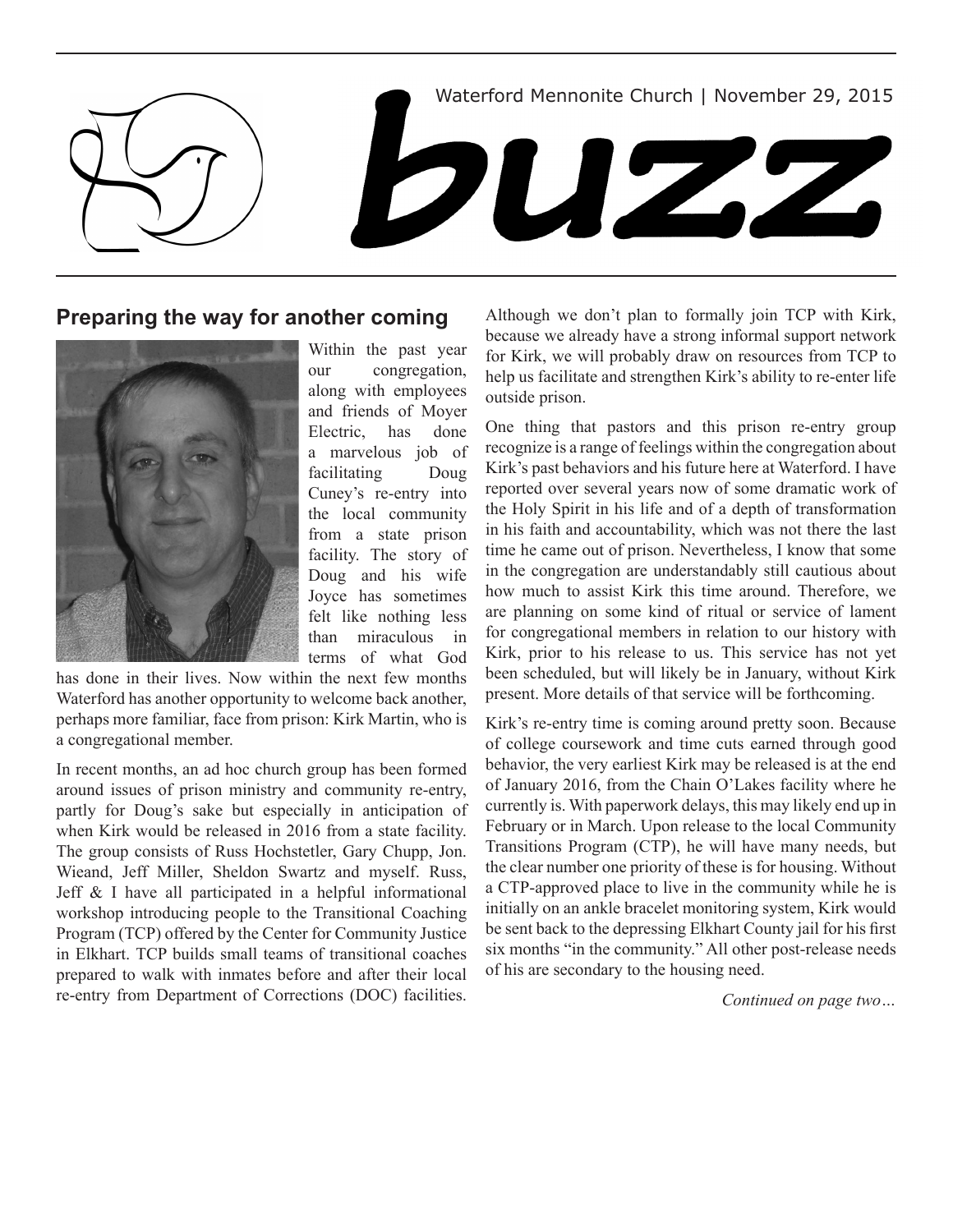Waterford Mennonite Church | November 29, 2015

# buzz

## Preparing the way for another coming

Within the past year our congregation, along with employees and friends of Moyer Electric, has done a marvelous job of facilitating Doug Cuney's re-entry into the local community from a state prison facility. The story of Doug and his wife Joyce has sometimes felt like nothing less than miraculous in terms of what God has done in their lives. Now within the next few months Waterford has another opportunity to welcome back another, perhaps more familiar, face from prison: Kirk Martin, who is a congregational member.

In recent months, an ad hoc church group has been formed around issues of prison ministry and community re-entry, partly for Doug's sake but especially in anticipation of when Kirk would be released in 2016 from a state facility. The group consists of Russ Hochstetler, Gary Chupp, Jon. Wieand, Jeff Miller, Sheldon Swartz and myself. Russ, Jeff & I have all participated in a helpful informational workshop introducing people to the Transitional Coaching Program (TCP) offered by the Center for Community Justice in Elkhart. TCP builds small teams of transitional coaches prepared to walk with inmates before and after their local re-entry from Department of Corrections (DOC) facilities. Although we don't plan to formally join TCP with Kirk, because we already have a strong informal support network for Kirk, we will probably draw on resources from TCP to help us facilitate and strengthen Kirk's ability to re-enter life outside prison.

One thing that pastors and this prison re-entry group recognize is a range of feelings within the congregation about Kirk's past behaviors and his future here at Waterford. I have reported over several years now of some dramatic work of the Holy Spirit in his life and of a depth of transformation in his faith and accountability, which was not there the last time he came out of prison. Nevertheless, I know that some in the congregation are understandably still cautious about how much to assist Kirk this time around. Therefore, we are planning on some kind of ritual or service of lament for congregational members in relation to our history with Kirk, prior to his release to us. This service has not yet been scheduled, but will likely be in January, without Kirk present. More details of that service will be forthcoming.

Kirk's re-entry time is coming around pretty soon. Because of college coursework and time cuts earned through good behavior, the very earliest Kirk may be released is at the end of January 2016, from the Chain O'Lakes facility where he currently is. With paperwork delays, this may likely end up in February or in March. Upon release to the local Community Transitions Program (CTP), he will have many needs, but the clear number one priority of these is for housing. Without a CTP-approved place to live in the community while he is initially on an ankle bracelet monitoring system, Kirk would be sent back to the depressing Elkhart County jail for his first six months "in the community." All other post-release needs of his are secondary to the housing need.

*Continued on page two…*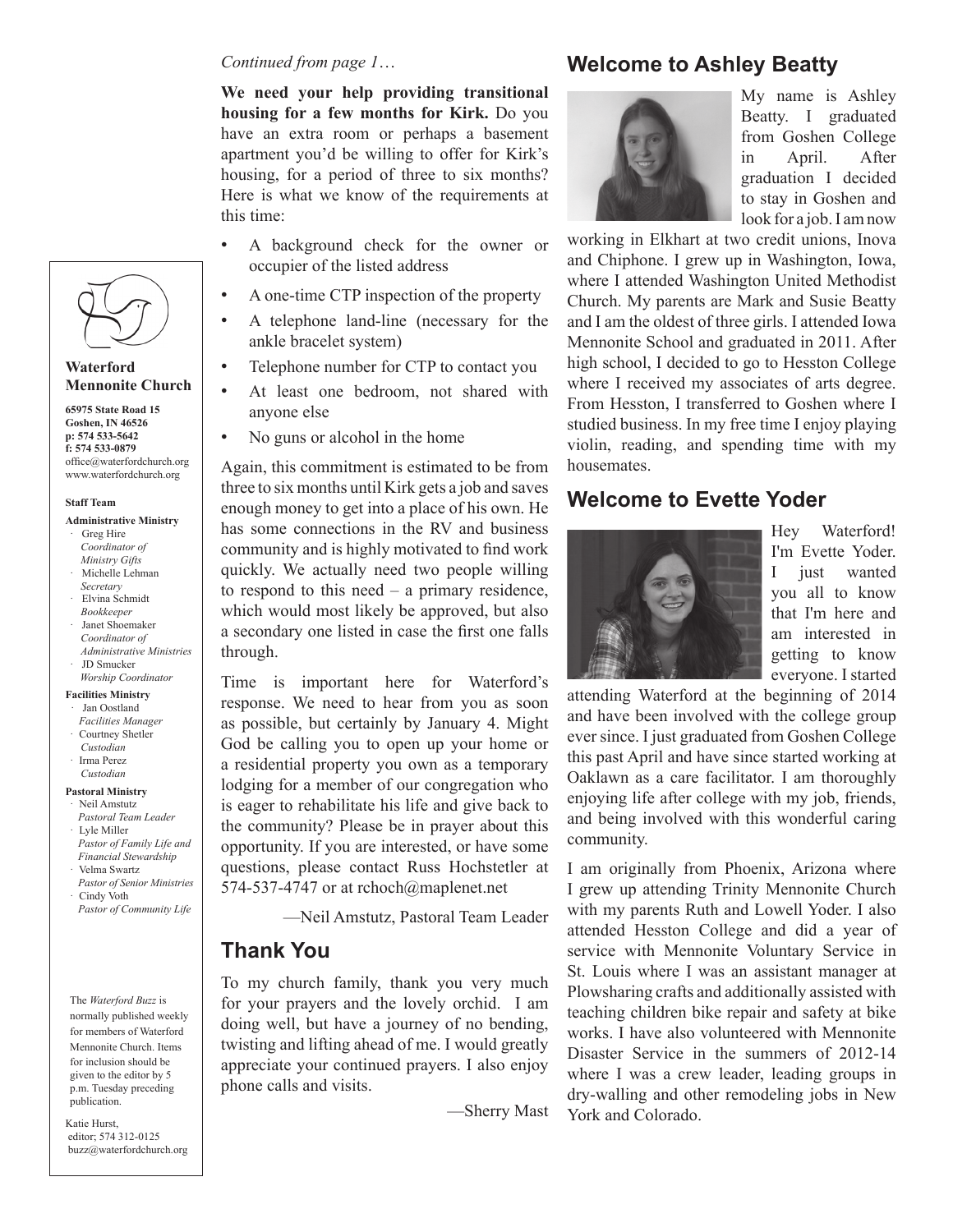*Continued from page 1…*

**We need your help providing transitional housing for a few months for Kirk.** Do you have an extra room or perhaps a basement apartment you'd be willing to offer for Kirk's housing, for a period of three to six months? Here is what we know of the requirements at this time:

- A background check for the owner or occupier of the listed address
- A one-time CTP inspection of the property
- A telephone land-line (necessary for the ankle bracelet system)
- Telephone number for CTP to contact you
- At least one bedroom, not shared with anyone else
- No guns or alcohol in the home

Again, this commitment is estimated to be from three to six months until Kirk gets a job and saves enough money to get into a place of his own. He has some connections in the RV and business community and is highly motivated to find work quickly. We actually need two people willing to respond to this need – a primary residence, which would most likely be approved, but also a secondary one listed in case the first one falls through.

Time is important here for Waterford's response. We need to hear from you as soon as possible, but certainly by January 4. Might God be calling you to open up your home or a residential property you own as a temporary lodging for a member of our congregation who is eager to rehabilitate his life and give back to the community? Please be in prayer about this opportunity. If you are interested, or have some questions, please contact Russ Hochstetler at 574-537-4747 or at rchoch@maplenet.net

—Neil Amstutz, Pastoral Team Leader

## Thank You

To my church family, thank you very much for your prayers and the lovely orchid. I am doing well, but have a journey of no bending, twisting and lifting ahead of me. I would greatly appreciate your continued prayers. I also enjoy phone calls and visits.

—Sherry Mast

## Welcome to Ashley Beatty

My name is Ashley Beatty. I graduated from Goshen College in April. After graduation I decided to stay in Goshen and look for a job. I am now working in Elkhart at two credit unions, Inova and Chiphone. I grew up in Washington, Iowa, where I attended Washington United Methodist Church. My parents are Mark and Susie Beatty and I am the oldest of three girls. I attended Iowa Mennonite School and graduated in 2011. After high school, I decided to go to Hesston College where I received my associates of arts degree. From Hesston, I transferred to Goshen where I studied business. In my free time I enjoy playing violin, reading, and spending time with my housemates.

## Welcome to Evette Yoder

Hey Waterford! I'm Evette Yoder. I just wanted you all to know that I'm here and am interested in getting to know everyone. I started attending Waterford at the beginning of 2014 and have been involved with the college group ever since. I just graduated from Goshen College this past April and have since started working at Oaklawn as a care facilitator. I am thoroughly enjoying life after college with my job, friends, and being involved with this wonderful caring community.

I am originally from Phoenix, Arizona where I grew up attending Trinity Mennonite Church with my parents Ruth and Lowell Yoder. I also attended Hesston College and did a year of service with Mennonite Voluntary Service in St. Louis where I was an assistant manager at Plowsharing crafts and additionally assisted with teaching children bike repair and safety at bike works. I have also volunteered with Mennonite Disaster Service in the summers of 2012-14 where I was a crew leader, leading groups in dry-walling and other remodeling jobs in New York and Colorado.

---

**Waterford Mennonite Church**

**65975 State Road 15**
**Goshen, IN 46526**
**p: 574 533-5642**
**f: 574 533-0879**
office@waterfordchurch.org
www.waterfordchurch.org

**Staff Team**

**Administrative Ministry**
- Greg Hire, *Coordinator of Ministry Gifts*
- Michelle Lehman, *Secretary*
- Elvina Schmidt, *Bookkeeper*
- Janet Shoemaker, *Coordinator of Administrative Ministries*
- JD Smucker, *Worship Coordinator*

**Facilities Ministry**
- Jan Oostland, *Facilities Manager*
- Courtney Shetler, *Custodian*
- Irma Perez, *Custodian*

**Pastoral Ministry**
- Neil Amstutz, *Pastoral Team Leader*
- Lyle Miller, *Pastor of Family Life and Financial Stewardship*
- Velma Swartz, *Pastor of Senior Ministries*
- Cindy Voth, *Pastor of Community Life*

The *Waterford Buzz* is normally published weekly for members of Waterford Mennonite Church. Items for inclusion should be given to the editor by 5 p.m. Tuesday preceding publication.

Katie Hurst, editor; 574 312-0125
buzz@waterfordchurch.org